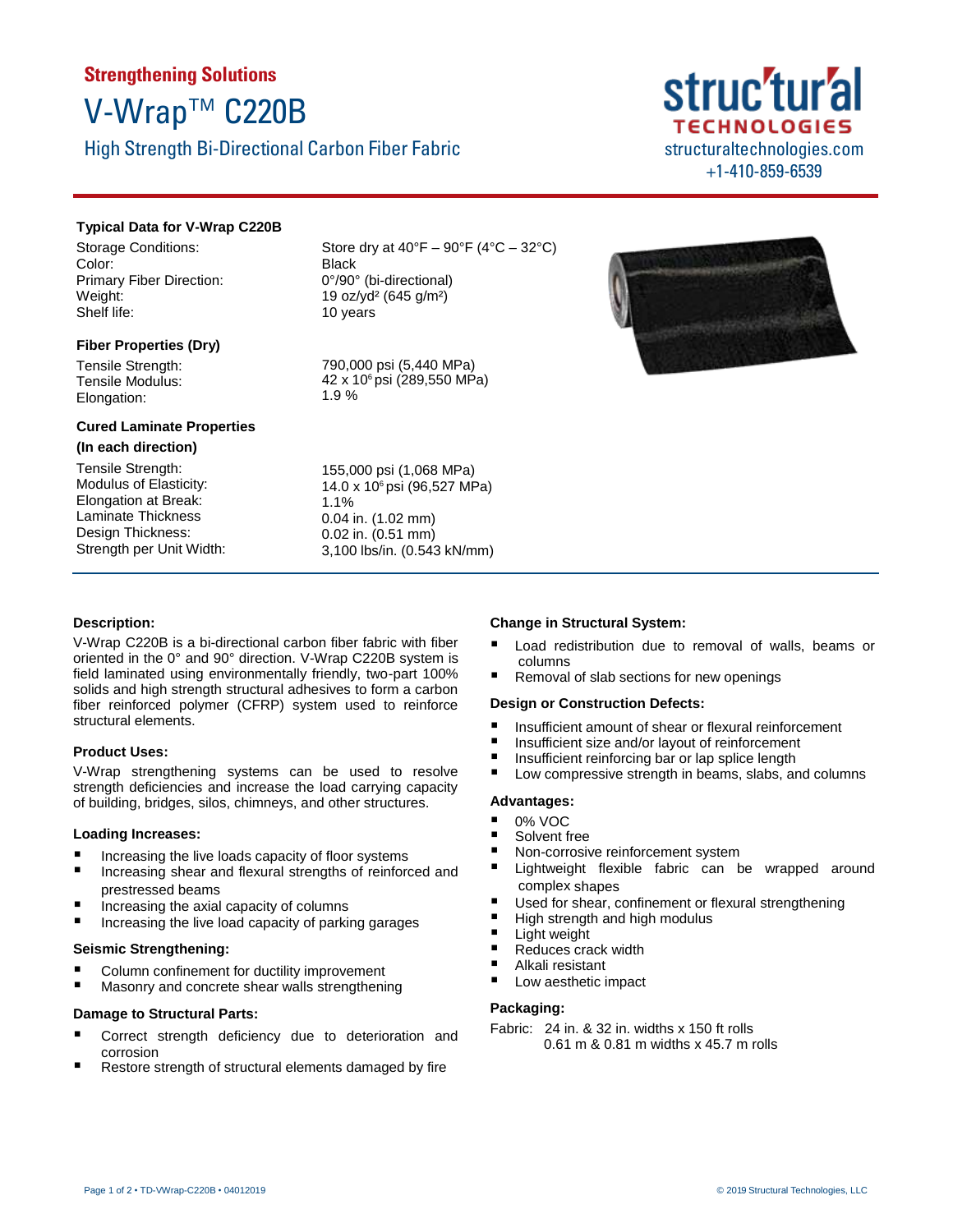**Strengthening Solutions**

# V-Wrap™ C220B

## High Strength Bi-Directional Carbon Fiber Fabric

structuraltechnologies.com
+1-410-859-6539

### Typical Data for V-Wrap C220B

| | |
|---|---|
| Storage Conditions: | Store dry at 40°F – 90°F (4°C – 32°C) |
| Color: | Black |
| Primary Fiber Direction: | 0°/90° (bi-directional) |
| Weight: | 19 oz/yd² (645 g/m²) |
| Shelf life: | 10 years |

### Fiber Properties (Dry)

| | |
|---|---|
| Tensile Strength: | 790,000 psi (5,440 MPa) |
| Tensile Modulus: | 42 x $10^6$ psi (289,550 MPa) |
| Elongation: | 1.9 % |

### Cured Laminate Properties (In each direction)

| | |
|---|---|
| Tensile Strength: | 155,000 psi (1,068 MPa) |
| Modulus of Elasticity: | 14.0 x $10^6$ psi (96,527 MPa) |
| Elongation at Break: | 1.1% |
| Laminate Thickness | 0.04 in. (1.02 mm) |
| Design Thickness: | 0.02 in. (0.51 mm) |
| Strength per Unit Width: | 3,100 lbs/in. (0.543 kN/mm) |

### Description:

V-Wrap C220B is a bi-directional carbon fiber fabric with fiber oriented in the 0° and 90° direction. V-Wrap C220B system is field laminated using environmentally friendly, two-part 100% solids and high strength structural adhesives to form a carbon fiber reinforced polymer (CFRP) system used to reinforce structural elements.

### Product Uses:

V-Wrap strengthening systems can be used to resolve strength deficiencies and increase the load carrying capacity of building, bridges, silos, chimneys, and other structures.

### Loading Increases:

- Increasing the live loads capacity of floor systems
- Increasing shear and flexural strengths of reinforced and prestressed beams
- Increasing the axial capacity of columns
- Increasing the live load capacity of parking garages

### Seismic Strengthening:

- Column confinement for ductility improvement
- Masonry and concrete shear walls strengthening

### Damage to Structural Parts:

- Correct strength deficiency due to deterioration and corrosion
- Restore strength of structural elements damaged by fire

### Change in Structural System:

- Load redistribution due to removal of walls, beams or columns
- Removal of slab sections for new openings

### Design or Construction Defects:

- Insufficient amount of shear or flexural reinforcement
- Insufficient size and/or layout of reinforcement
- Insufficient reinforcing bar or lap splice length
- Low compressive strength in beams, slabs, and columns

### Advantages:

- 0% VOC
- Solvent free
- Non-corrosive reinforcement system
- Lightweight flexible fabric can be wrapped around complex shapes
- Used for shear, confinement or flexural strengthening
- High strength and high modulus
- Light weight
- Reduces crack width
- Alkali resistant
- Low aesthetic impact

### Packaging:

Fabric: 24 in. & 32 in. widths x 150 ft rolls
0.61 m & 0.81 m widths x 45.7 m rolls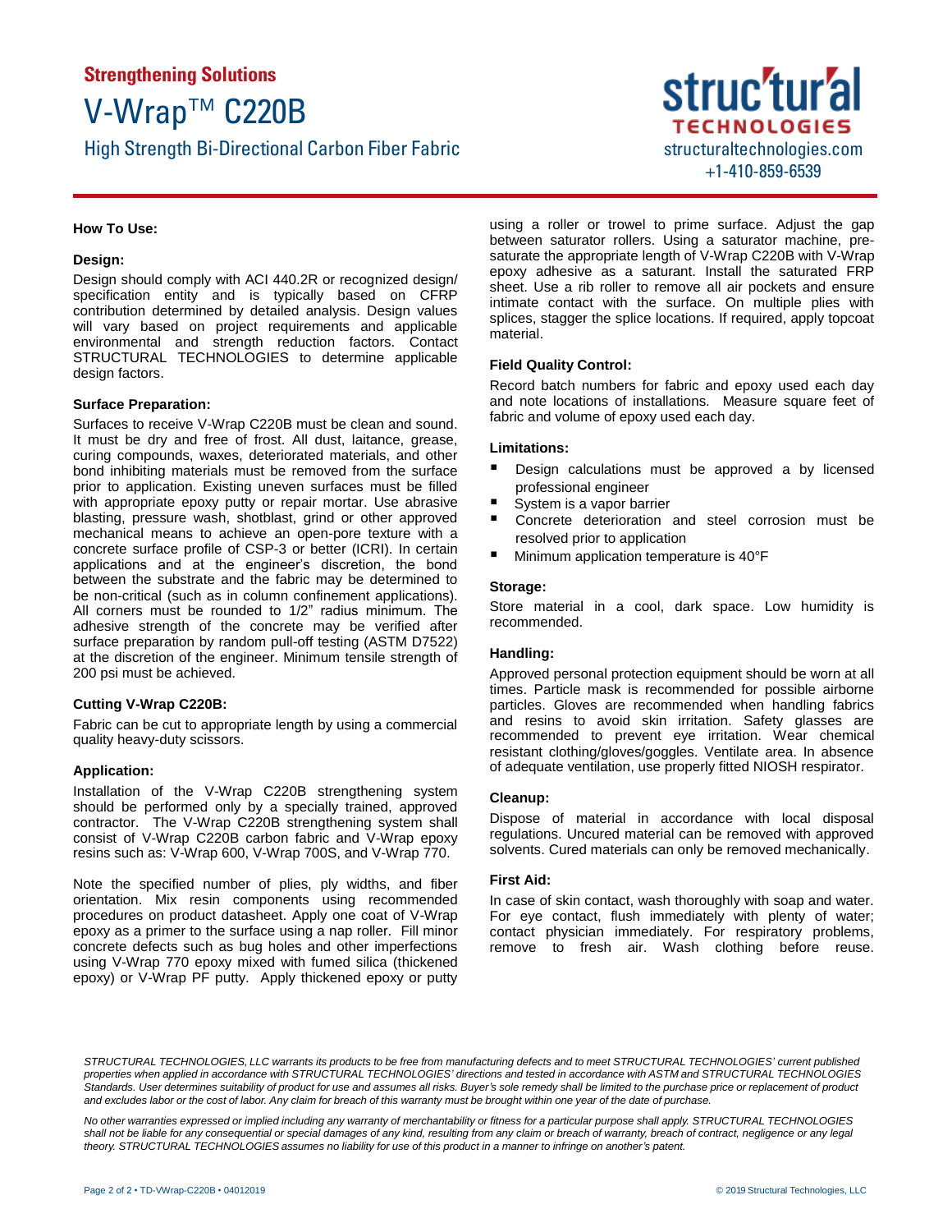**Strengthening Solutions**

# V-Wrap™ C220B

High Strength Bi-Directional Carbon Fiber Fabric

struc'tur'al TECHNOLOGIES
structuraltechnologies.com
+1-410-859-6539

### How To Use:

#### Design:

Design should comply with ACI 440.2R or recognized design/ specification entity and is typically based on CFRP contribution determined by detailed analysis. Design values will vary based on project requirements and applicable environmental and strength reduction factors. Contact STRUCTURAL TECHNOLOGIES to determine applicable design factors.

#### Surface Preparation:

Surfaces to receive V-Wrap C220B must be clean and sound. It must be dry and free of frost. All dust, laitance, grease, curing compounds, waxes, deteriorated materials, and other bond inhibiting materials must be removed from the surface prior to application. Existing uneven surfaces must be filled with appropriate epoxy putty or repair mortar. Use abrasive blasting, pressure wash, shotblast, grind or other approved mechanical means to achieve an open-pore texture with a concrete surface profile of CSP-3 or better (ICRI). In certain applications and at the engineer's discretion, the bond between the substrate and the fabric may be determined to be non-critical (such as in column confinement applications). All corners must be rounded to 1/2" radius minimum. The adhesive strength of the concrete may be verified after surface preparation by random pull-off testing (ASTM D7522) at the discretion of the engineer. Minimum tensile strength of 200 psi must be achieved.

#### Cutting V-Wrap C220B:

Fabric can be cut to appropriate length by using a commercial quality heavy-duty scissors.

#### Application:

Installation of the V-Wrap C220B strengthening system should be performed only by a specially trained, approved contractor. The V-Wrap C220B strengthening system shall consist of V-Wrap C220B carbon fabric and V-Wrap epoxy resins such as: V-Wrap 600, V-Wrap 700S, and V-Wrap 770.

Note the specified number of plies, ply widths, and fiber orientation. Mix resin components using recommended procedures on product datasheet. Apply one coat of V-Wrap epoxy as a primer to the surface using a nap roller. Fill minor concrete defects such as bug holes and other imperfections using V-Wrap 770 epoxy mixed with fumed silica (thickened epoxy) or V-Wrap PF putty. Apply thickened epoxy or putty using a roller or trowel to prime surface. Adjust the gap between saturator rollers. Using a saturator machine, pre-saturate the appropriate length of V-Wrap C220B with V-Wrap epoxy adhesive as a saturant. Install the saturated FRP sheet. Use a rib roller to remove all air pockets and ensure intimate contact with the surface. On multiple plies with splices, stagger the splice locations. If required, apply topcoat material.

#### Field Quality Control:

Record batch numbers for fabric and epoxy used each day and note locations of installations. Measure square feet of fabric and volume of epoxy used each day.

#### Limitations:

- Design calculations must be approved a by licensed professional engineer
- System is a vapor barrier
- Concrete deterioration and steel corrosion must be resolved prior to application
- Minimum application temperature is 40°F

#### Storage:

Store material in a cool, dark space. Low humidity is recommended.

#### Handling:

Approved personal protection equipment should be worn at all times. Particle mask is recommended for possible airborne particles. Gloves are recommended when handling fabrics and resins to avoid skin irritation. Safety glasses are recommended to prevent eye irritation. Wear chemical resistant clothing/gloves/goggles. Ventilate area. In absence of adequate ventilation, use properly fitted NIOSH respirator.

#### Cleanup:

Dispose of material in accordance with local disposal regulations. Uncured material can be removed with approved solvents. Cured materials can only be removed mechanically.

#### First Aid:

In case of skin contact, wash thoroughly with soap and water. For eye contact, flush immediately with plenty of water; contact physician immediately. For respiratory problems, remove to fresh air. Wash clothing before reuse.

*STRUCTURAL TECHNOLOGIES, LLC warrants its products to be free from manufacturing defects and to meet STRUCTURAL TECHNOLOGIES' current published properties when applied in accordance with STRUCTURAL TECHNOLOGIES' directions and tested in accordance with ASTM and STRUCTURAL TECHNOLOGIES Standards. User determines suitability of product for use and assumes all risks. Buyer's sole remedy shall be limited to the purchase price or replacement of product and excludes labor or the cost of labor. Any claim for breach of this warranty must be brought within one year of the date of purchase.*

*No other warranties expressed or implied including any warranty of merchantability or fitness for a particular purpose shall apply. STRUCTURAL TECHNOLOGIES shall not be liable for any consequential or special damages of any kind, resulting from any claim or breach of warranty, breach of contract, negligence or any legal theory. STRUCTURAL TECHNOLOGIES assumes no liability for use of this product in a manner to infringe on another's patent.*